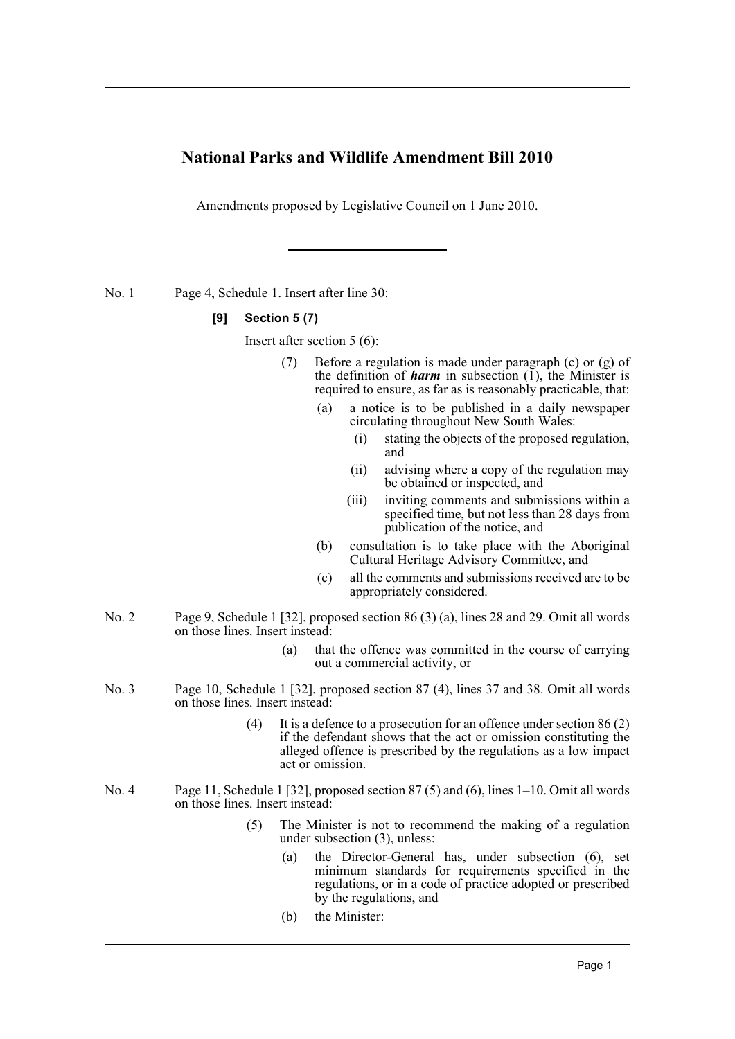# National Parks and Wildlife Amendment Bill 2010

Amendments proposed by Legislative Council on 1 June 2010.

---

No. 1 Page 4, Schedule 1. Insert after line 30:

**[9] Section 5 (7)**

Insert after section 5 (6):

(7) Before a regulation is made under paragraph (c) or (g) of the definition of ***harm*** in subsection (1), the Minister is required to ensure, as far as is reasonably practicable, that:

(a) a notice is to be published in a daily newspaper circulating throughout New South Wales:

(i) stating the objects of the proposed regulation, and

(ii) advising where a copy of the regulation may be obtained or inspected, and

(iii) inviting comments and submissions within a specified time, but not less than 28 days from publication of the notice, and

(b) consultation is to take place with the Aboriginal Cultural Heritage Advisory Committee, and

(c) all the comments and submissions received are to be appropriately considered.

No. 2 Page 9, Schedule 1 [32], proposed section 86 (3) (a), lines 28 and 29. Omit all words on those lines. Insert instead:

(a) that the offence was committed in the course of carrying out a commercial activity, or

No. 3 Page 10, Schedule 1 [32], proposed section 87 (4), lines 37 and 38. Omit all words on those lines. Insert instead:

(4) It is a defence to a prosecution for an offence under section 86 (2) if the defendant shows that the act or omission constituting the alleged offence is prescribed by the regulations as a low impact act or omission.

No. 4 Page 11, Schedule 1 [32], proposed section 87 (5) and (6), lines 1–10. Omit all words on those lines. Insert instead:

(5) The Minister is not to recommend the making of a regulation under subsection (3), unless:

(a) the Director-General has, under subsection (6), set minimum standards for requirements specified in the regulations, or in a code of practice adopted or prescribed by the regulations, and

(b) the Minister: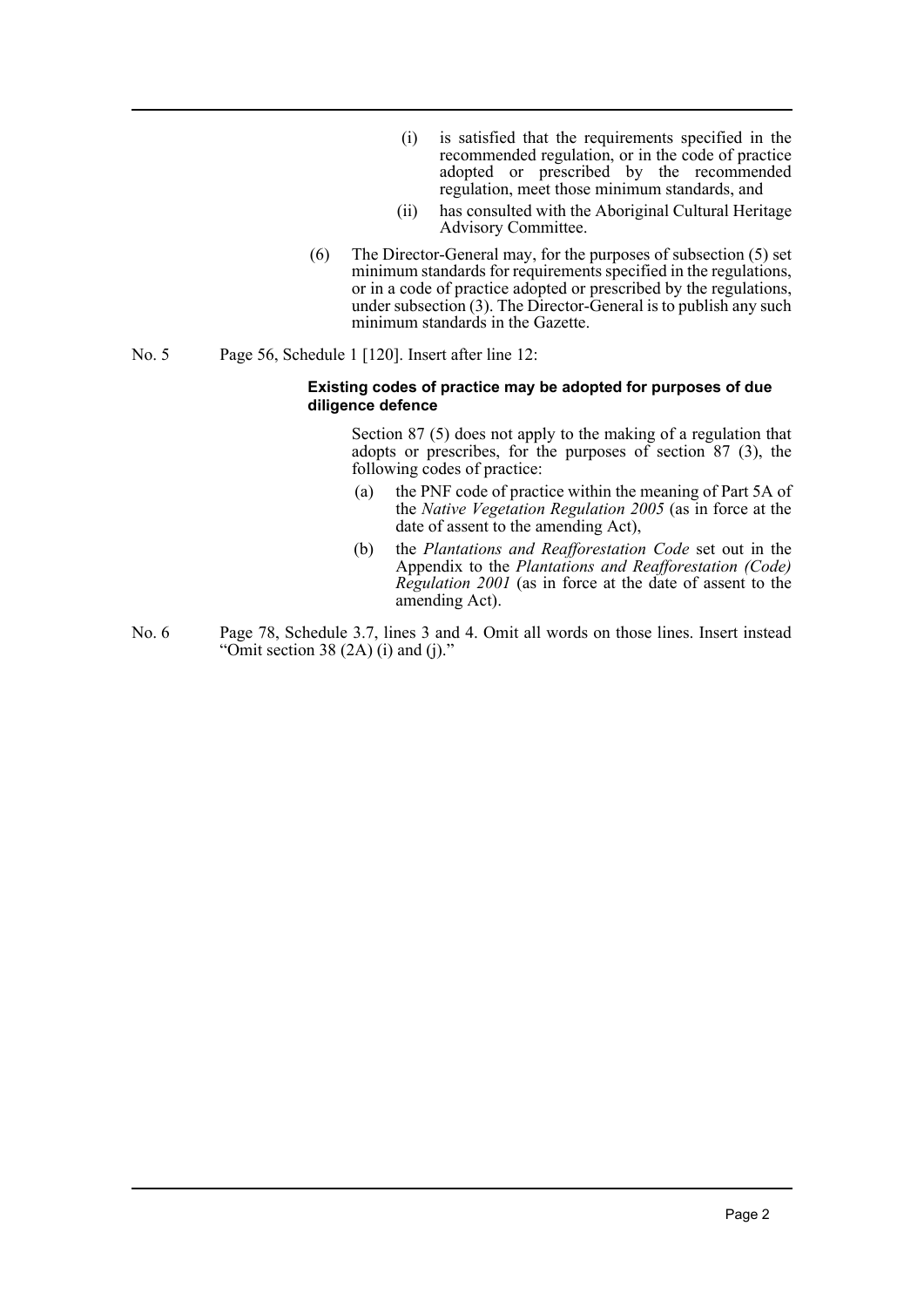(i) is satisfied that the requirements specified in the recommended regulation, or in the code of practice adopted or prescribed by the recommended regulation, meet those minimum standards, and

(ii) has consulted with the Aboriginal Cultural Heritage Advisory Committee.

(6) The Director-General may, for the purposes of subsection (5) set minimum standards for requirements specified in the regulations, or in a code of practice adopted or prescribed by the regulations, under subsection (3). The Director-General is to publish any such minimum standards in the Gazette.

No. 5 Page 56, Schedule 1 [120]. Insert after line 12:

**Existing codes of practice may be adopted for purposes of due diligence defence**

Section 87 (5) does not apply to the making of a regulation that adopts or prescribes, for the purposes of section 87 (3), the following codes of practice:

(a) the PNF code of practice within the meaning of Part 5A of the *Native Vegetation Regulation 2005* (as in force at the date of assent to the amending Act),

(b) the *Plantations and Reafforestation Code* set out in the Appendix to the *Plantations and Reafforestation (Code) Regulation 2001* (as in force at the date of assent to the amending Act).

No. 6 Page 78, Schedule 3.7, lines 3 and 4. Omit all words on those lines. Insert instead "Omit section 38 (2A) (i) and (j)."